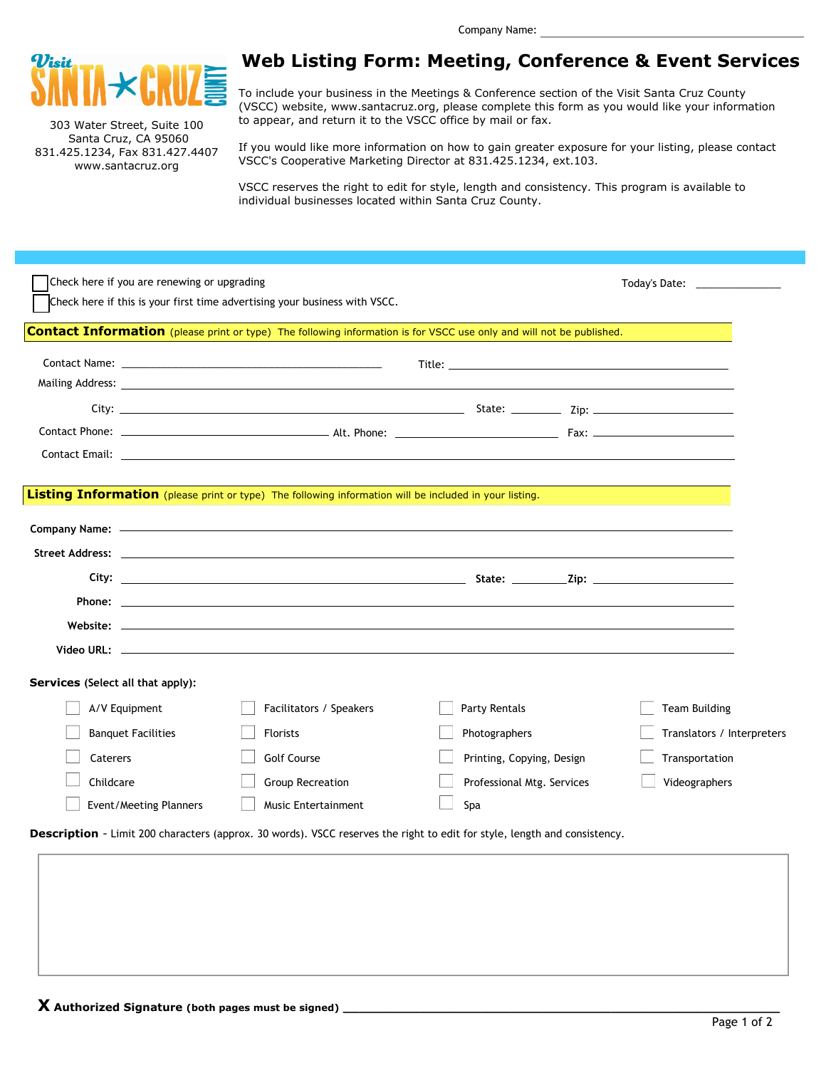Company Name: ______________________________

Visit Santa Cruz County

303 Water Street, Suite 100
Santa Cruz, CA 95060
831.425.1234, Fax 831.427.4407
www.santacruz.org

# Web Listing Form: Meeting, Conference & Event Services

To include your business in the Meetings & Conference section of the Visit Santa Cruz County (VSCC) website, www.santacruz.org, please complete this form as you would like your information to appear, and return it to the VSCC office by mail or fax.

If you would like more information on how to gain greater exposure for your listing, please contact VSCC's Cooperative Marketing Director at 831.425.1234, ext.103.

VSCC reserves the right to edit for style, length and consistency. This program is available to individual businesses located within Santa Cruz County.

☐ Check here if you are renewing or upgrading

☐ Check here if this is your first time advertising your business with VSCC.

Today's Date: ______________

## Contact Information (please print or type) The following information is for VSCC use only and will not be published.

Contact Name: ______________________ Title: ______________________

Mailing Address: ______________________________________________

City: ______________________ State: ________ Zip: ____________

Contact Phone: ________________ Alt. Phone: ________________ Fax: ____________

Contact Email: ______________________________________________

## Listing Information (please print or type) The following information will be included in your listing.

**Company Name:** ______________________________________________

**Street Address:** ______________________________________________

**City:** ______________________ **State:** ________ **Zip:** ____________

**Phone:** ______________________________________________

**Website:** ______________________________________________

**Video URL:** ______________________________________________

**Services** (Select all that apply):

- ☐ A/V Equipment
- ☐ Banquet Facilities
- ☐ Caterers
- ☐ Childcare
- ☐ Event/Meeting Planners
- ☐ Facilitators / Speakers
- ☐ Florists
- ☐ Golf Course
- ☐ Group Recreation
- ☐ Music Entertainment
- ☐ Party Rentals
- ☐ Photographers
- ☐ Printing, Copying, Design
- ☐ Professional Mtg. Services
- ☐ Spa
- ☐ Team Building
- ☐ Translators / Interpreters
- ☐ Transportation
- ☐ Videographers

**Description** - Limit 200 characters (approx. 30 words). VSCC reserves the right to edit for style, length and consistency.

**X Authorized Signature (both pages must be signed)** ______________________________________________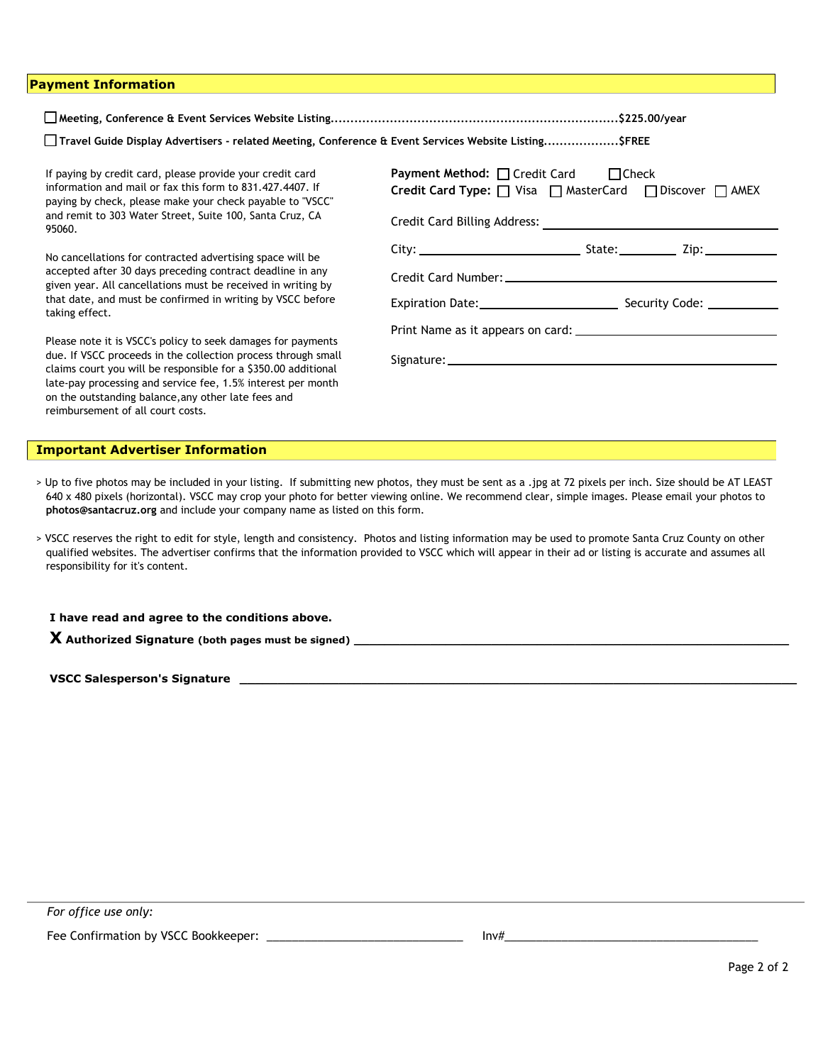## Payment Information

☐ **Meeting, Conference & Event Services Website Listing........................................................................$225.00/year**

☐ **Travel Guide Display Advertisers - related Meeting, Conference & Event Services Website Listing..................$FREE**

If paying by credit card, please provide your credit card information and mail or fax this form to 831.427.4407. If paying by check, please make your check payable to "VSCC" and remit to 303 Water Street, Suite 100, Santa Cruz, CA 95060.

No cancellations for contracted advertising space will be accepted after 30 days preceding contract deadline in any given year. All cancellations must be received in writing by that date, and must be confirmed in writing by VSCC before taking effect.

Please note it is VSCC's policy to seek damages for payments due. If VSCC proceeds in the collection process through small claims court you will be responsible for a $350.00 additional late-pay processing and service fee, 1.5% interest per month on the outstanding balance,any other late fees and reimbursement of all court costs.

**Payment Method:** ☐ Credit Card ☐ Check

**Credit Card Type:** ☐ Visa ☐ MasterCard ☐ Discover ☐ AMEX

Credit Card Billing Address: ______________________________

City: ____________________ State: __________ Zip: __________

Credit Card Number: ______________________________

Expiration Date: ____________________ Security Code: __________

Print Name as it appears on card: ______________________________

Signature: ______________________________

## Important Advertiser Information

> Up to five photos may be included in your listing. If submitting new photos, they must be sent as a .jpg at 72 pixels per inch. Size should be AT LEAST 640 x 480 pixels (horizontal). VSCC may crop your photo for better viewing online. We recommend clear, simple images. Please email your photos to **photos@santacruz.org** and include your company name as listed on this form.

> VSCC reserves the right to edit for style, length and consistency. Photos and listing information may be used to promote Santa Cruz County on other qualified websites. The advertiser confirms that the information provided to VSCC which will appear in their ad or listing is accurate and assumes all responsibility for it's content.

**I have read and agree to the conditions above.**

**X Authorized Signature (both pages must be signed)** ______________________________

**VSCC Salesperson's Signature** ______________________________

*For office use only:*

Fee Confirmation by VSCC Bookkeeper: ______________________________ Inv# ______________________________